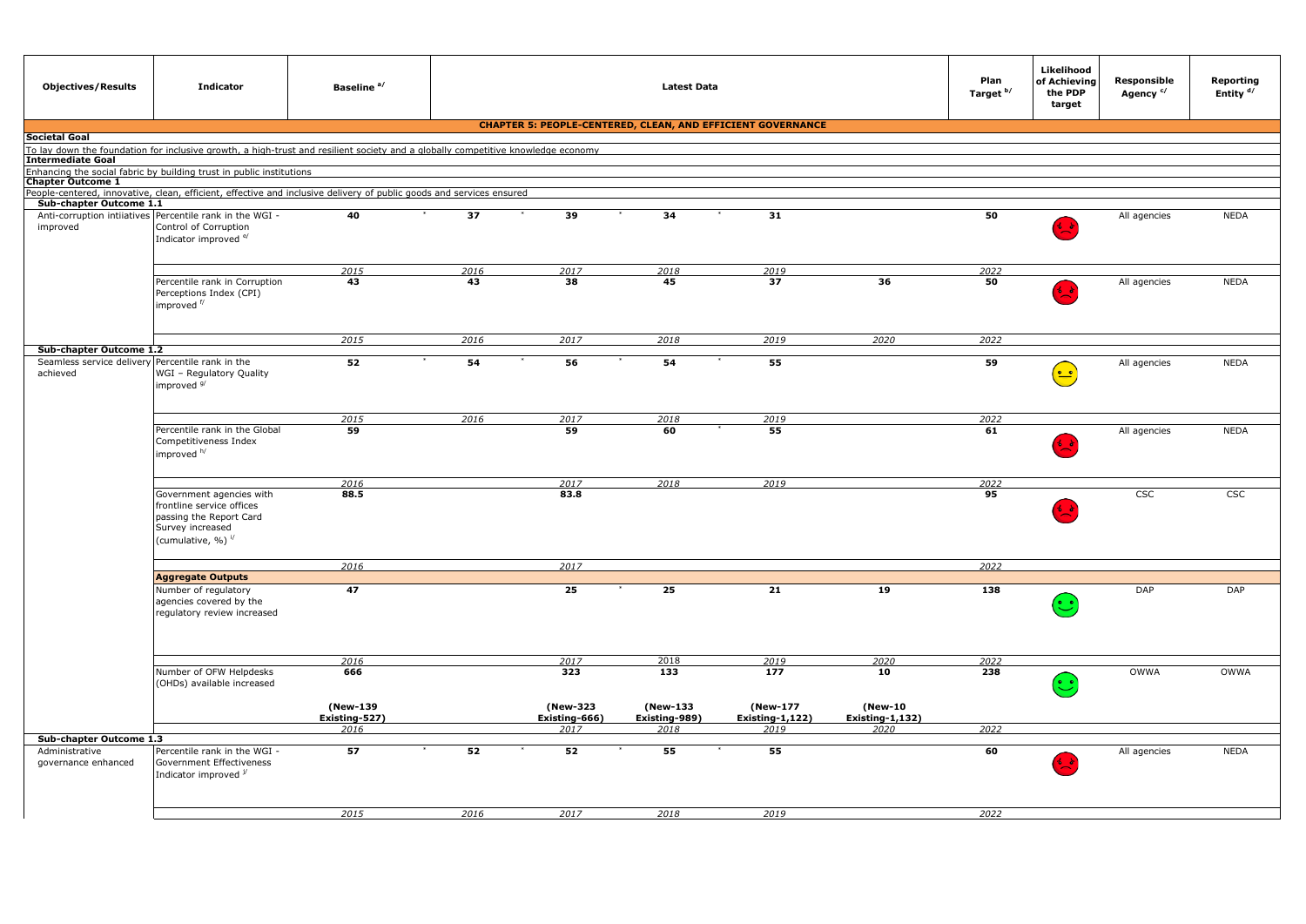| Objectives/Results | Indicator | Baseline [a/] | Latest Data | | | | | Plan Target [b/] | Likelihood of Achieving the PDP target | Responsible Agency [c/] | Reporting Entity [d/] |
|---|---|---|---|---|---|---|---|---|---|---|---|
| **CHAPTER 5: PEOPLE-CENTERED, CLEAN, AND EFFICIENT GOVERNANCE** | | | | | | | | | | | |
| **Societal Goal** | | | | | | | | | | | |
| To lay down the foundation for inclusive growth, a high-trust and resilient society and a globally competitive knowledge economy | | | | | | | | | | | |
| **Intermediate Goal** | | | | | | | | | | | |
| Enhancing the social fabric by building trust in public institutions | | | | | | | | | | | |
| **Chapter Outcome 1** | | | | | | | | | | | |
| People-centered, innovative, clean, efficient, effective and inclusive delivery of public goods and services ensured | | | | | | | | | | | |
| **Sub-chapter Outcome 1.1** | | | | | | | | | | | |
| Anti-corruption intiiatives improved | Percentile rank in the WGI - Control of Corruption Indicator improved [e/] | **40** * | **37** * | **39** * | **34** * | **31** | | **50** | 🙁 | All agencies | NEDA |
| | | *2015* | *2016* | *2017* | *2018* | *2019* | | *2022* | | | |
| | Percentile rank in Corruption Perceptions Index (CPI) improved [f/] | **43** | **43** | **38** | **45** | **37** | **36** | **50** | 🙁 | All agencies | NEDA |
| | | *2015* | *2016* | *2017* | *2018* | *2019* | *2020* | *2022* | | | |
| **Sub-chapter Outcome 1.2** | | | | | | | | | | | |
| Seamless service delivery achieved | Percentile rank in the WGI – Regulatory Quality improved [g/] | **52** * | **54** * | **56** * | **54** * | **55** | | **59** | 😐 | All agencies | NEDA |
| | | *2015* | *2016* | *2017* | *2018* | *2019* | | *2022* | | | |
| | Percentile rank in the Global Competitiveness Index improved [h/] | **59** | | **59** | **60** * | **55** | | **61** | 🙁 | All agencies | NEDA |
| | | *2016* | | *2017* | *2018* | *2019* | | *2022* | | | |
| | Government agencies with frontline service offices passing the Report Card Survey increased (cumulative, %) [i/] | **88.5** | | **83.8** | | | | **95** | 🙁 | CSC | CSC |
| | | *2016* | | *2017* | | | | *2022* | | | |
| | **Aggregate Outputs** | | | | | | | | | | |
| | Number of regulatory agencies covered by the regulatory review increased | **47** | | **25** * | **25** | **21** | **19** | **138** | 🙂 | DAP | DAP |
| | | *2016* | | *2017* | 2018 | *2019* | *2020* | *2022* | | | |
| | Number of OFW Helpdesks (OHDs) available increased | **666** (New-139 Existing-527) | | **323** (New-323 Existing-666) | **133** (New-133 Existing-989) | **177** (New-177 Existing-1,122) | **10** (New-10 Existing-1,132) | **238** | 🙂 | OWWA | OWWA |
| | | *2016* | | *2017* | *2018* | *2019* | *2020* | *2022* | | | |
| **Sub-chapter Outcome 1.3** | | | | | | | | | | | |
| Administrative governance enhanced | Percentile rank in the WGI - Government Effectiveness Indicator improved [j/] | **57** * | **52** * | **52** * | **55** * | **55** | | **60** | 🙁 | All agencies | NEDA |
| | | *2015* | *2016* | *2017* | *2018* | *2019* | | *2022* | | | |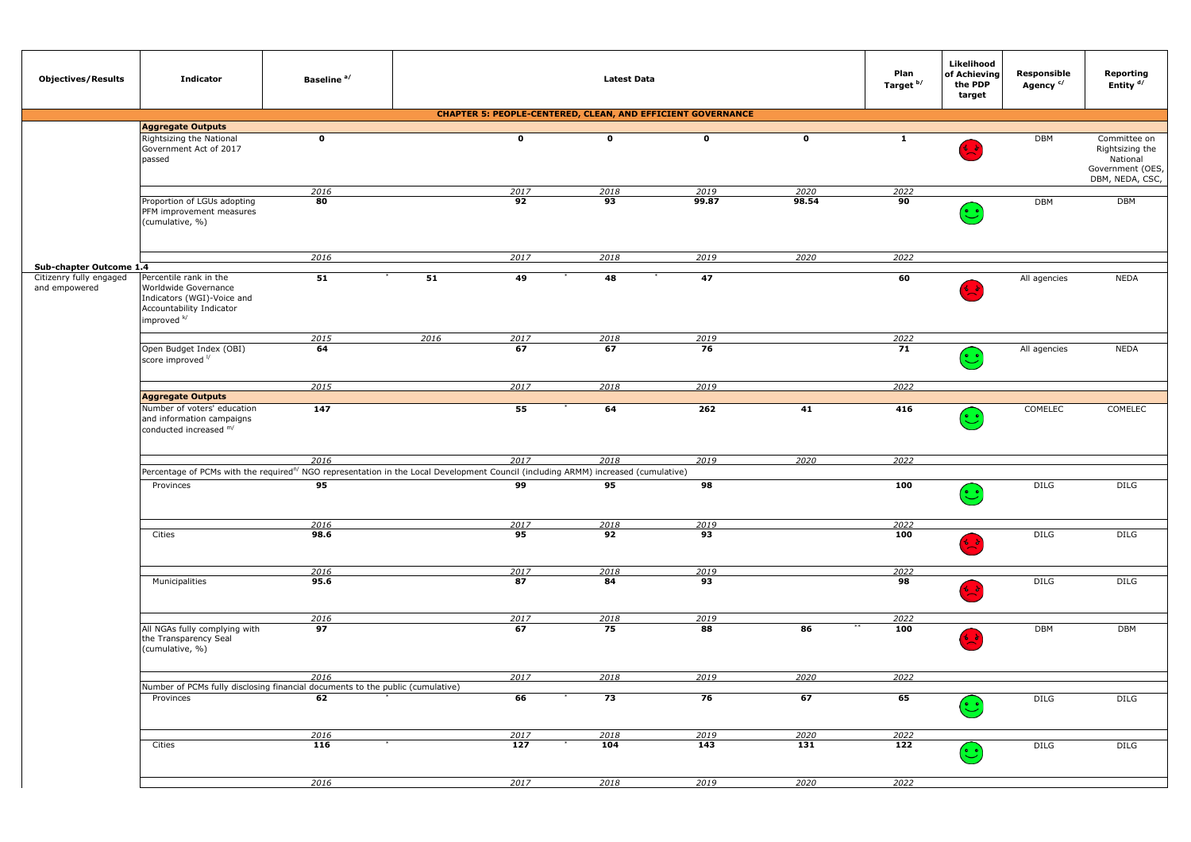| Objectives/Results | Indicator | Baseline [a/] | Latest Data | | | | | Plan Target [b/] | Likelihood of Achieving the PDP target | Responsible Agency [c/] | Reporting Entity [d/] |
|---|---|---|---|---|---|---|---|---|---|---|---|
| **CHAPTER 5: PEOPLE-CENTERED, CLEAN, AND EFFICIENT GOVERNANCE** | | | | | | | | | | | |
| | **Aggregate Outputs** | | | | | | | | | | |
| | Rightsizing the National Government Act of 2017 passed | **0** | | **0** | **0** | **0** | **0** | **1** | ☹ | DBM | Committee on Rightsizing the National Government (OES, DBM, NEDA, CSC, |
| | | *2016* | | *2017* | *2018* | *2019* | *2020* | *2022* | | | |
| | Proportion of LGUs adopting PFM improvement measures (cumulative, %) | **80** | | **92** | **93** | **99.87** | **98.54** | **90** | ☺ | DBM | DBM |
| | | *2016* | | *2017* | *2018* | *2019* | *2020* | *2022* | | | |
| **Sub-chapter Outcome 1.4** | | | | | | | | | | | |
| Citizenry fully engaged and empowered | Percentile rank in the Worldwide Governance Indicators (WGI)-Voice and Accountability Indicator improved [k/] | **51** * | **51** | **49** * | **48** * | **47** | | **60** | ☹ | All agencies | NEDA |
| | | *2015* | *2016* | *2017* | *2018* | *2019* | | *2022* | | | |
| | Open Budget Index (OBI) score improved [l/] | **64** | | **67** | **67** | **76** | | **71** | ☺ | All agencies | NEDA |
| | | *2015* | | *2017* | *2018* | *2019* | | *2022* | | | |
| | **Aggregate Outputs** | | | | | | | | | | |
| | Number of voters' education and information campaigns conducted increased [m/] | **147** | | **55** * | **64** | **262** | **41** | **416** | ☺ | COMELEC | COMELEC |
| | | *2016* | | *2017* | *2018* | *2019* | *2020* | *2022* | | | |
| | Percentage of PCMs with the required[n/] NGO representation in the Local Development Council (including ARMM) increased (cumulative) | | | | | | | | | | |
| | Provinces | **95** | | **99** | **95** | **98** | | **100** | ☺ | DILG | DILG |
| | | *2016* | | *2017* | *2018* | *2019* | | *2022* | | | |
| | Cities | **98.6** | | **95** | **92** | **93** | | **100** | ☹ | DILG | DILG |
| | | *2016* | | *2017* | *2018* | *2019* | | *2022* | | | |
| | Municipalities | **95.6** | | **87** | **84** | **93** | | **98** | ☹ | DILG | DILG |
| | | *2016* | | *2017* | *2018* | *2019* | | *2022* | | | |
| | All NGAs fully complying with the Transparency Seal (cumulative, %) | **97** | | **67** | **75** | **88** | **86** ** | **100** | ☹ | DBM | DBM |
| | | *2016* | | *2017* | *2018* | *2019* | *2020* | *2022* | | | |
| | Number of PCMs fully disclosing financial documents to the public (cumulative) | | | | | | | | | | |
| | Provinces | **62** * | | **66** * | **73** | **76** | **67** | **65** | ☺ | DILG | DILG |
| | | *2016* | | *2017* | *2018* | *2019* | *2020* | *2022* | | | |
| | Cities | **116** * | | **127** * | **104** | **143** | **131** | **122** | ☺ | DILG | DILG |
| | | *2016* | | *2017* | *2018* | *2019* | *2020* | *2022* | | | |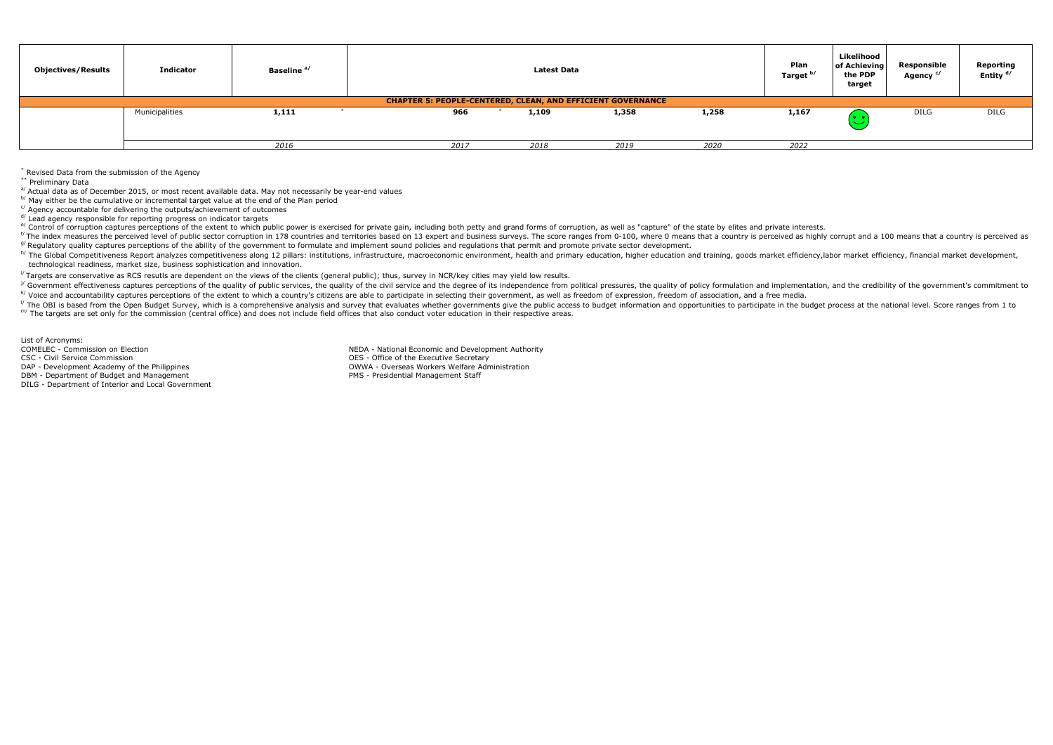| Objectives/Results | Indicator | Baseline [a/] | Latest Data | | | | Plan Target [b/] | Likelihood of Achieving the PDP target | Responsible Agency [c/] | Reporting Entity [d/] |
|---|---|---|---|---|---|---|---|---|---|---|
| **CHAPTER 5: PEOPLE-CENTERED, CLEAN, AND EFFICIENT GOVERNANCE** | | | | | | | | | | |
| | Municipalities | **1,111** * | **966** * | **1,109** | **1,358** | **1,258** | **1,167** | 🙂 | DILG | DILG |
| | | *2016* | *2017* | *2018* | *2019* | *2020* | *2022* | | | |

\* Revised Data from the submission of the Agency

\*\* Preliminary Data

[a/] Actual data as of December 2015, or most recent available data. May not necessarily be year-end values

[b/] May either be the cumulative or incremental target value at the end of the Plan period

[c/] Agency accountable for delivering the outputs/achievement of outcomes

[d/] Lead agency responsible for reporting progress on indicator targets

[e/] Control of corruption captures perceptions of the extent to which public power is exercised for private gain, including both petty and grand forms of corruption, as well as "capture" of the state by elites and private interests.

[f/] The index measures the perceived level of public sector corruption in 178 countries and territories based on 13 expert and business surveys. The score ranges from 0-100, where 0 means that a country is perceived as highly corrupt and a 100 means that a country is perceived as

[g/] Regulatory quality captures perceptions of the ability of the government to formulate and implement sound policies and regulations that permit and promote private sector development.

[h/] The Global Competitiveness Report analyzes competitiveness along 12 pillars: institutions, infrastructure, macroeconomic environment, health and primary education, higher education and training, goods market efficiency,labor market efficiency, financial market development, technological readiness, market size, business sophistication and innovation.

[i/] Targets are conservative as RCS resutls are dependent on the views of the clients (general public); thus, survey in NCR/key cities may yield low results.

[j/] Government effectiveness captures perceptions of the quality of public services, the quality of the civil service and the degree of its independence from political pressures, the quality of policy formulation and implementation, and the credibility of the government's commitment to

[k/] Voice and accountability captures perceptions of the extent to which a country's citizens are able to participate in selecting their government, as well as freedom of expression, freedom of association, and a free media.

[l/] The OBI is based from the Open Budget Survey, which is a comprehensive analysis and survey that evaluates whether governments give the public access to budget information and opportunities to participate in the budget process at the national level. Score ranges from 1 to

[m/] The targets are set only for the commission (central office) and does not include field offices that also conduct voter education in their respective areas.

List of Acronyms:

COMELEC - Commission on Election
CSC - Civil Service Commission
DAP - Development Academy of the Philippines
DBM - Department of Budget and Management
DILG - Department of Interior and Local Government
NEDA - National Economic and Development Authority
OES - Office of the Executive Secretary
OWWA - Overseas Workers Welfare Administration
PMS - Presidential Management Staff